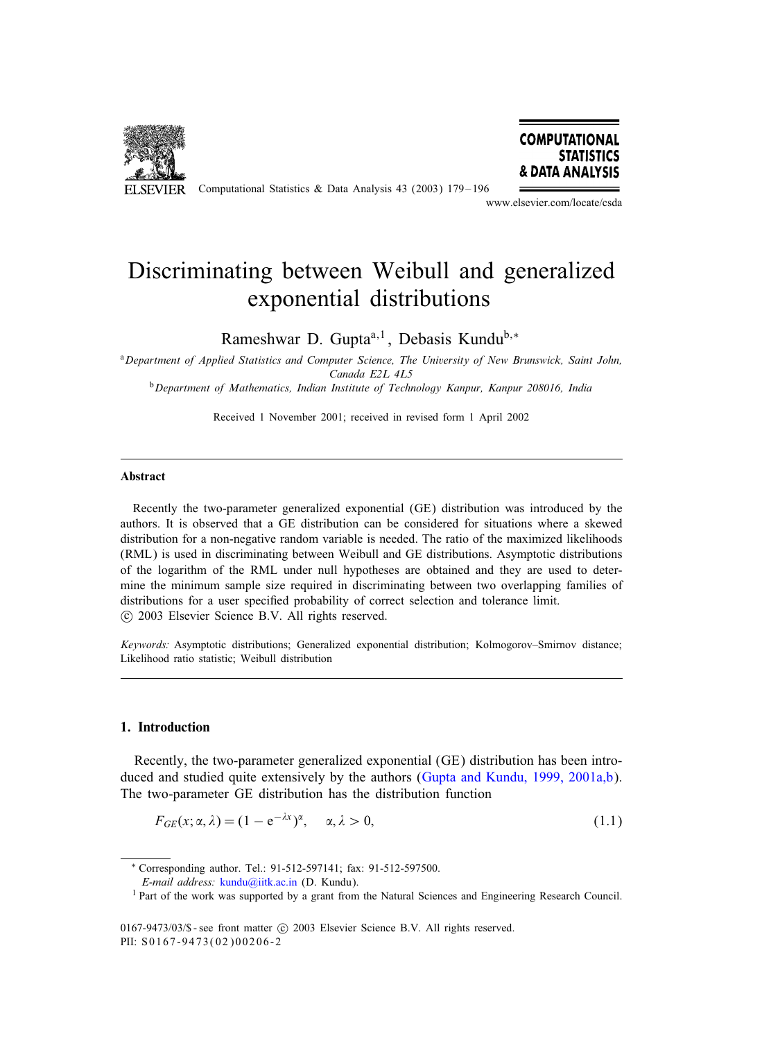# Discriminating between Weibull and generalized exponential distributions

Rameshwar D. Gupta[a,1], Debasis Kundu[b,*]

[a] *Department of Applied Statistics and Computer Science, The University of New Brunswick, Saint John, Canada E2L 4L5*

[b] *Department of Mathematics, Indian Institute of Technology Kanpur, Kanpur 208016, India*

Received 1 November 2001; received in revised form 1 April 2002

## Abstract

Recently the two-parameter generalized exponential (GE) distribution was introduced by the authors. It is observed that a GE distribution can be considered for situations where a skewed distribution for a non-negative random variable is needed. The ratio of the maximized likelihoods (RML) is used in discriminating between Weibull and GE distributions. Asymptotic distributions of the logarithm of the RML under null hypotheses are obtained and they are used to determine the minimum sample size required in discriminating between two overlapping families of distributions for a user specified probability of correct selection and tolerance limit.

© 2003 Elsevier Science B.V. All rights reserved.

*Keywords:* Asymptotic distributions; Generalized exponential distribution; Kolmogorov–Smirnov distance; Likelihood ratio statistic; Weibull distribution

## 1. Introduction

Recently, the two-parameter generalized exponential (GE) distribution has been introduced and studied quite extensively by the authors (Gupta and Kundu, 1999, 2001a,b). The two-parameter GE distribution has the distribution function

$$F_{GE}(x; \alpha, \lambda) = (1 - e^{-\lambda x})^{\alpha}, \quad \alpha, \lambda > 0, \tag{1.1}$$

* Corresponding author. Tel.: 91-512-597141; fax: 91-512-597500.
*E-mail address:* kundu@iitk.ac.in (D. Kundu).

[1] Part of the work was supported by a grant from the Natural Sciences and Engineering Research Council.

0167-9473/03/$ - see front matter © 2003 Elsevier Science B.V. All rights reserved.
PII: S0167-9473(02)00206-2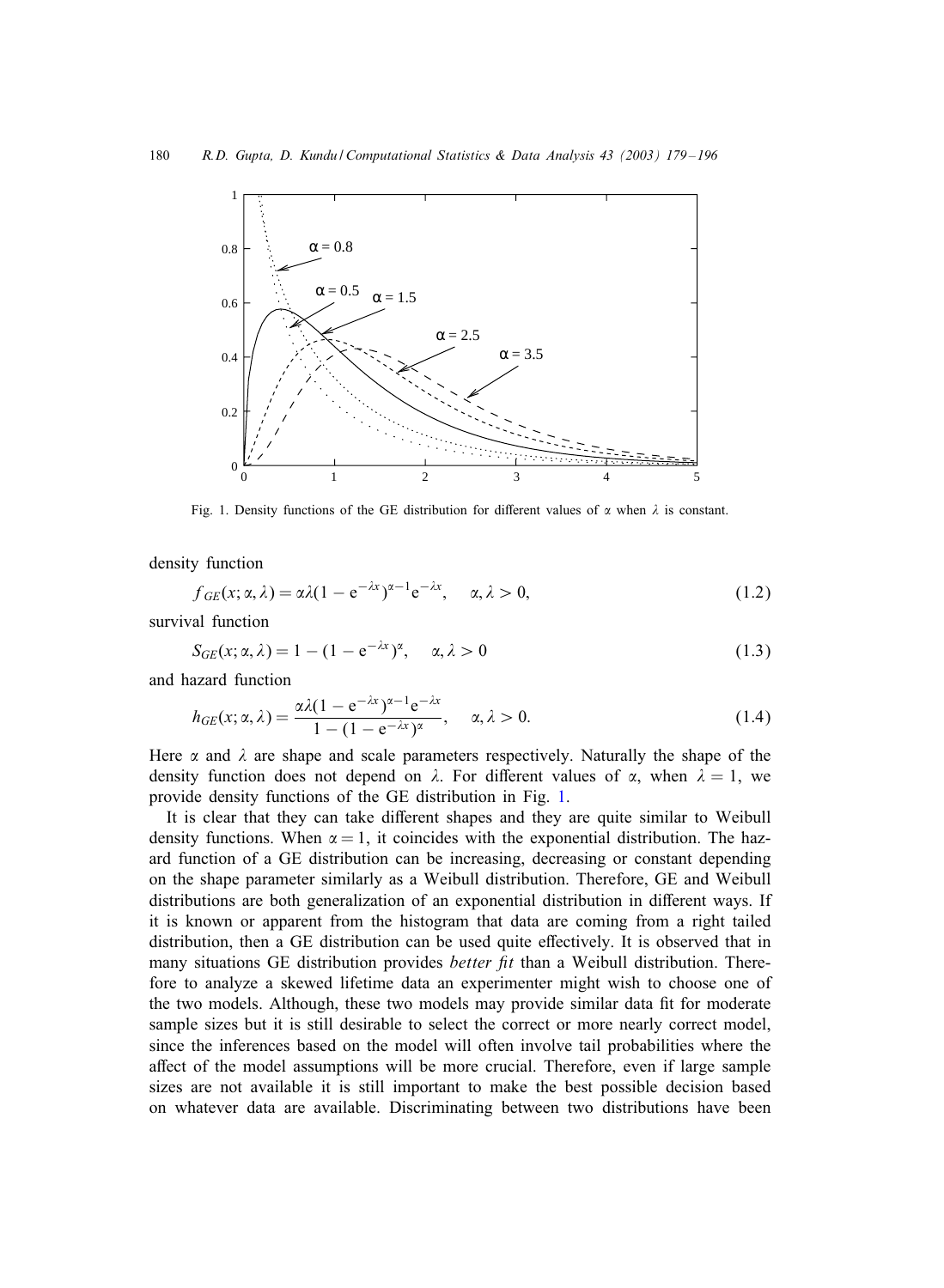Fig. 1. Density functions of the GE distribution for different values of $\alpha$ when $\lambda$ is constant.

density function

$$f_{GE}(x;\alpha,\lambda) = \alpha\lambda(1-e^{-\lambda x})^{\alpha-1}e^{-\lambda x}, \quad \alpha,\lambda > 0, \tag{1.2}$$

survival function

$$S_{GE}(x;\alpha,\lambda) = 1-(1-e^{-\lambda x})^{\alpha}, \quad \alpha,\lambda > 0 \tag{1.3}$$

and hazard function

$$h_{GE}(x;\alpha,\lambda) = \frac{\alpha\lambda(1-e^{-\lambda x})^{\alpha-1}e^{-\lambda x}}{1-(1-e^{-\lambda x})^{\alpha}}, \quad \alpha,\lambda > 0. \tag{1.4}$$

Here $\alpha$ and $\lambda$ are shape and scale parameters respectively. Naturally the shape of the density function does not depend on $\lambda$. For different values of $\alpha$, when $\lambda = 1$, we provide density functions of the GE distribution in Fig. 1.

It is clear that they can take different shapes and they are quite similar to Weibull density functions. When $\alpha = 1$, it coincides with the exponential distribution. The hazard function of a GE distribution can be increasing, decreasing or constant depending on the shape parameter similarly as a Weibull distribution. Therefore, GE and Weibull distributions are both generalization of an exponential distribution in different ways. If it is known or apparent from the histogram that data are coming from a right tailed distribution, then a GE distribution can be used quite effectively. It is observed that in many situations GE distribution provides *better fit* than a Weibull distribution. Therefore to analyze a skewed lifetime data an experimenter might wish to choose one of the two models. Although, these two models may provide similar data fit for moderate sample sizes but it is still desirable to select the correct or more nearly correct model, since the inferences based on the model will often involve tail probabilities where the affect of the model assumptions will be more crucial. Therefore, even if large sample sizes are not available it is still important to make the best possible decision based on whatever data are available. Discriminating between two distributions have been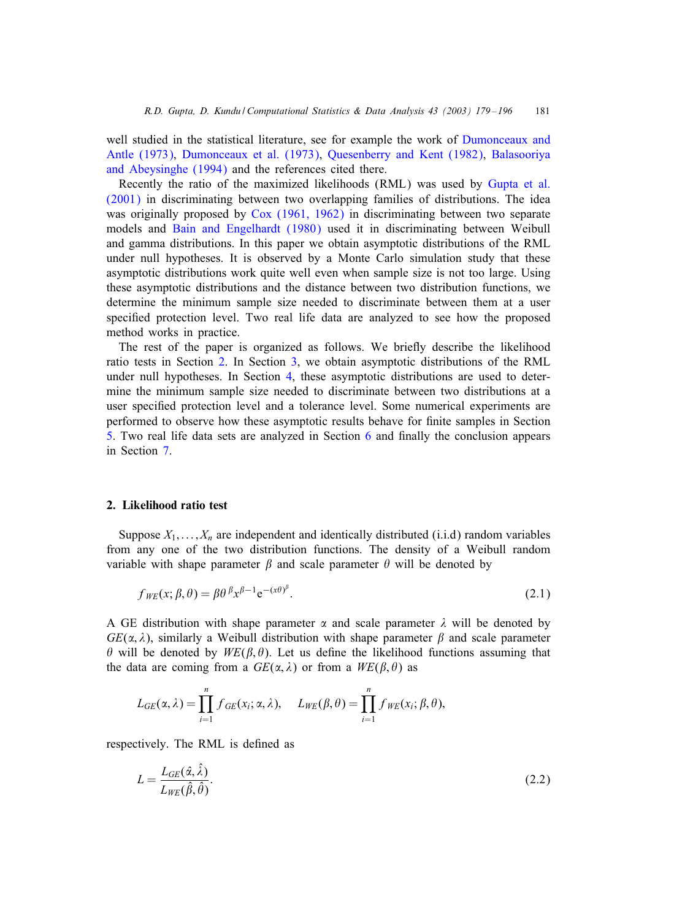well studied in the statistical literature, see for example the work of Dumonceaux and Antle (1973), Dumonceaux et al. (1973), Quesenberry and Kent (1982), Balasooriya and Abeysinghe (1994) and the references cited there.

Recently the ratio of the maximized likelihoods (RML) was used by Gupta et al. (2001) in discriminating between two overlapping families of distributions. The idea was originally proposed by Cox (1961, 1962) in discriminating between two separate models and Bain and Engelhardt (1980) used it in discriminating between Weibull and gamma distributions. In this paper we obtain asymptotic distributions of the RML under null hypotheses. It is observed by a Monte Carlo simulation study that these asymptotic distributions work quite well even when sample size is not too large. Using these asymptotic distributions and the distance between two distribution functions, we determine the minimum sample size needed to discriminate between them at a user specified protection level. Two real life data are analyzed to see how the proposed method works in practice.

The rest of the paper is organized as follows. We briefly describe the likelihood ratio tests in Section 2. In Section 3, we obtain asymptotic distributions of the RML under null hypotheses. In Section 4, these asymptotic distributions are used to determine the minimum sample size needed to discriminate between two distributions at a user specified protection level and a tolerance level. Some numerical experiments are performed to observe how these asymptotic results behave for finite samples in Section 5. Two real life data sets are analyzed in Section 6 and finally the conclusion appears in Section 7.

## 2. Likelihood ratio test

Suppose $X_1, \ldots, X_n$ are independent and identically distributed (i.i.d) random variables from any one of the two distribution functions. The density of a Weibull random variable with shape parameter $\beta$ and scale parameter $\theta$ will be denoted by

$$f_{WE}(x; \beta, \theta) = \beta \theta^{\beta} x^{\beta - 1} e^{-(x\theta)^{\beta}}. \tag{2.1}$$

A GE distribution with shape parameter $\alpha$ and scale parameter $\lambda$ will be denoted by $GE(\alpha, \lambda)$, similarly a Weibull distribution with shape parameter $\beta$ and scale parameter $\theta$ will be denoted by $WE(\beta, \theta)$. Let us define the likelihood functions assuming that the data are coming from a $GE(\alpha, \lambda)$ or from a $WE(\beta, \theta)$ as

$$L_{GE}(\alpha, \lambda) = \prod_{i=1}^{n} f_{GE}(x_i; \alpha, \lambda), \qquad L_{WE}(\beta, \theta) = \prod_{i=1}^{n} f_{WE}(x_i; \beta, \theta),$$

respectively. The RML is defined as

$$L = \frac{L_{GE}(\hat{\alpha}, \hat{\lambda})}{L_{WE}(\hat{\beta}, \hat{\theta})}. \tag{2.2}$$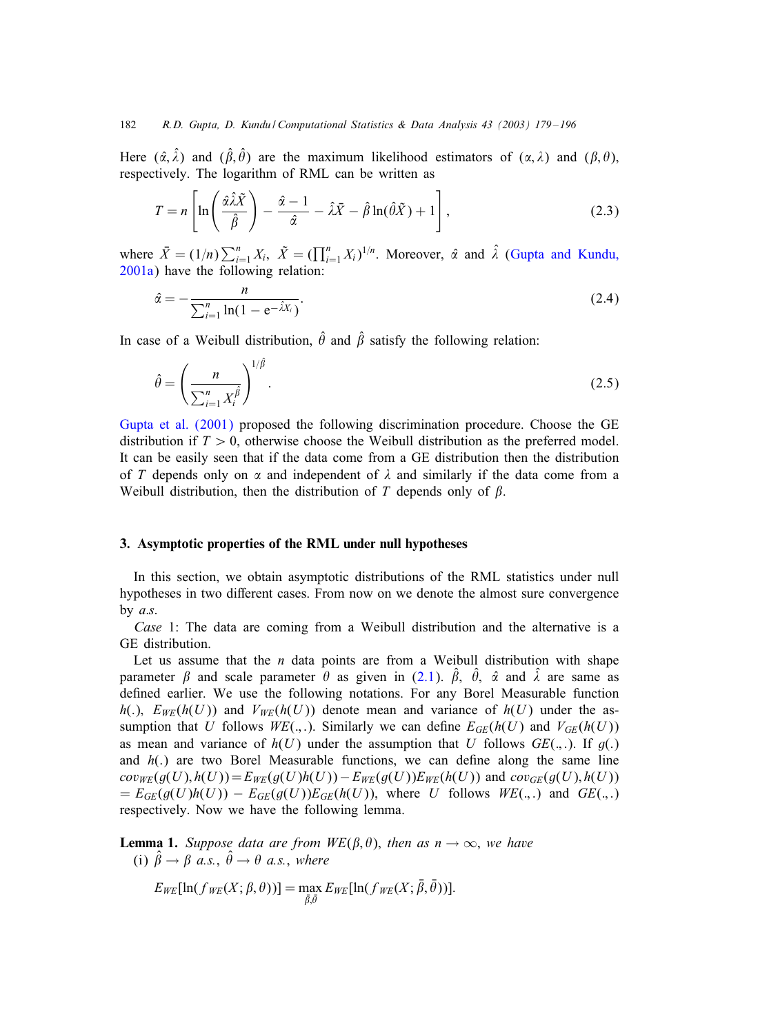Here $(\hat{\alpha}, \hat{\lambda})$ and $(\hat{\beta}, \hat{\theta})$ are the maximum likelihood estimators of $(\alpha, \lambda)$ and $(\beta, \theta)$, respectively. The logarithm of RML can be written as

$$T = n\left[\ln\left(\frac{\hat{\alpha}\hat{\lambda}\tilde{X}}{\hat{\beta}}\right) - \frac{\hat{\alpha}-1}{\hat{\alpha}} - \hat{\lambda}\bar{X} - \hat{\beta}\ln(\hat{\theta}\tilde{X}) + 1\right], \tag{2.3}$$

where $\bar{X} = (1/n)\sum_{i=1}^{n} X_i$, $\tilde{X} = (\prod_{i=1}^{n} X_i)^{1/n}$. Moreover, $\hat{\alpha}$ and $\hat{\lambda}$ (Gupta and Kundu, 2001a) have the following relation:

$$\hat{\alpha} = -\frac{n}{\sum_{i=1}^{n}\ln(1-\mathrm{e}^{-\hat{\lambda}X_i})}. \tag{2.4}$$

In case of a Weibull distribution, $\hat{\theta}$ and $\hat{\beta}$ satisfy the following relation:

$$\hat{\theta} = \left(\frac{n}{\sum_{i=1}^{n} X_i^{\hat{\beta}}}\right)^{1/\hat{\beta}}. \tag{2.5}$$

Gupta et al. (2001) proposed the following discrimination procedure. Choose the GE distribution if $T > 0$, otherwise choose the Weibull distribution as the preferred model. It can be easily seen that if the data come from a GE distribution then the distribution of $T$ depends only on $\alpha$ and independent of $\lambda$ and similarly if the data come from a Weibull distribution, then the distribution of $T$ depends only of $\beta$.

## 3. Asymptotic properties of the RML under null hypotheses

In this section, we obtain asymptotic distributions of the RML statistics under null hypotheses in two different cases. From now on we denote the almost sure convergence by *a.s.*

*Case* 1: The data are coming from a Weibull distribution and the alternative is a GE distribution.

Let us assume that the $n$ data points are from a Weibull distribution with shape parameter $\beta$ and scale parameter $\theta$ as given in (2.1). $\hat{\beta}$, $\hat{\theta}$, $\hat{\alpha}$ and $\hat{\lambda}$ are same as defined earlier. We use the following notations. For any Borel Measurable function $h(.)$, $E_{WE}(h(U))$ and $V_{WE}(h(U))$ denote mean and variance of $h(U)$ under the assumption that $U$ follows $WE(.,.)$. Similarly we can define $E_{GE}(h(U))$ and $V_{GE}(h(U))$ as mean and variance of $h(U)$ under the assumption that $U$ follows $GE(.,.)$. If $g(.)$ and $h(.)$ are two Borel Measurable functions, we can define along the same line $cov_{WE}(g(U), h(U)) = E_{WE}(g(U)h(U)) - E_{WE}(g(U))E_{WE}(h(U))$ and $cov_{GE}(g(U), h(U)) = E_{GE}(g(U)h(U)) - E_{GE}(g(U))E_{GE}(h(U))$, where $U$ follows $WE(.,.)$ and $GE(.,.)$ respectively. Now we have the following lemma.

**Lemma 1.** *Suppose data are from $WE(\beta, \theta)$, then as $n \to \infty$, we have*

(i) $\hat{\beta} \to \beta$ *a.s.*, $\hat{\theta} \to \theta$ *a.s.*, *where*

$$E_{WE}[\ln(f_{WE}(X;\beta,\theta))] = \max_{\bar{\beta},\bar{\theta}} E_{WE}[\ln(f_{WE}(X;\bar{\beta},\bar{\theta}))].$$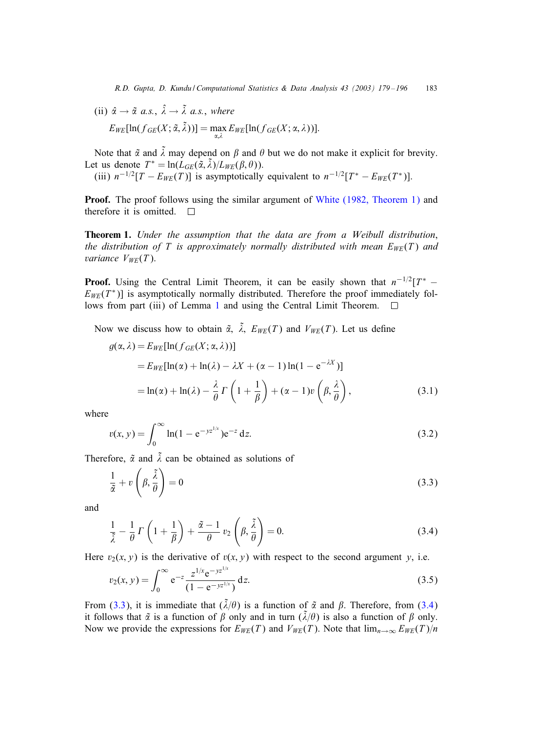(ii) $\hat{\alpha} \to \tilde{\alpha}$ *a.s.*, $\hat{\lambda} \to \tilde{\lambda}$ *a.s.*, *where*

$$E_{WE}[\ln(f_{GE}(X; \tilde{\alpha}, \tilde{\lambda}))] = \max_{\alpha,\lambda} E_{WE}[\ln(f_{GE}(X; \alpha, \lambda))].$$

Note that $\tilde{\alpha}$ and $\tilde{\lambda}$ may depend on $\beta$ and $\theta$ but we do not make it explicit for brevity. Let us denote $T^* = \ln(L_{GE}(\tilde{\alpha}, \tilde{\lambda})/L_{WE}(\beta, \theta))$.

(iii) $n^{-1/2}[T - E_{WE}(T)]$ is asymptotically equivalent to $n^{-1/2}[T^* - E_{WE}(T^*)]$.

**Proof.** The proof follows using the similar argument of White (1982, Theorem 1) and therefore it is omitted. □

**Theorem 1.** *Under the assumption that the data are from a Weibull distribution, the distribution of $T$ is approximately normally distributed with mean $E_{WE}(T)$ and variance $V_{WE}(T)$.*

**Proof.** Using the Central Limit Theorem, it can be easily shown that $n^{-1/2}[T^* - E_{WE}(T^*)]$ is asymptotically normally distributed. Therefore the proof immediately follows from part (iii) of Lemma 1 and using the Central Limit Theorem. □

Now we discuss how to obtain $\tilde{\alpha}$, $\tilde{\lambda}$, $E_{WE}(T)$ and $V_{WE}(T)$. Let us define

$$\begin{aligned} g(\alpha, \lambda) &= E_{WE}[\ln(f_{GE}(X; \alpha, \lambda))] \\ &= E_{WE}[\ln(\alpha) + \ln(\lambda) - \lambda X + (\alpha - 1)\ln(1 - e^{-\lambda X})] \\ &= \ln(\alpha) + \ln(\lambda) - \frac{\lambda}{\theta}\Gamma\left(1 + \frac{1}{\beta}\right) + (\alpha - 1)v\left(\beta, \frac{\lambda}{\theta}\right), \end{aligned} \tag{3.1}$$

where

$$v(x, y) = \int_0^\infty \ln(1 - e^{-yz^{1/x}})e^{-z}\, dz. \tag{3.2}$$

Therefore, $\tilde{\alpha}$ and $\tilde{\lambda}$ can be obtained as solutions of

$$\frac{1}{\tilde{\alpha}} + v\left(\beta, \frac{\tilde{\lambda}}{\theta}\right) = 0 \tag{3.3}$$

and

$$\frac{1}{\tilde{\lambda}} - \frac{1}{\theta}\Gamma\left(1 + \frac{1}{\beta}\right) + \frac{\tilde{\alpha} - 1}{\theta}v_2\left(\beta, \frac{\tilde{\lambda}}{\theta}\right) = 0. \tag{3.4}$$

Here $v_2(x, y)$ is the derivative of $v(x, y)$ with respect to the second argument $y$, i.e.

$$v_2(x, y) = \int_0^\infty e^{-z}\frac{z^{1/x}e^{-yz^{1/x}}}{(1 - e^{-yz^{1/x}})}\, dz. \tag{3.5}$$

From (3.3), it is immediate that $(\tilde{\lambda}/\theta)$ is a function of $\tilde{\alpha}$ and $\beta$. Therefore, from (3.4) it follows that $\tilde{\alpha}$ is a function of $\beta$ only and in turn $(\tilde{\lambda}/\theta)$ is also a function of $\beta$ only. Now we provide the expressions for $E_{WE}(T)$ and $V_{WE}(T)$. Note that $\lim_{n\to\infty} E_{WE}(T)/n$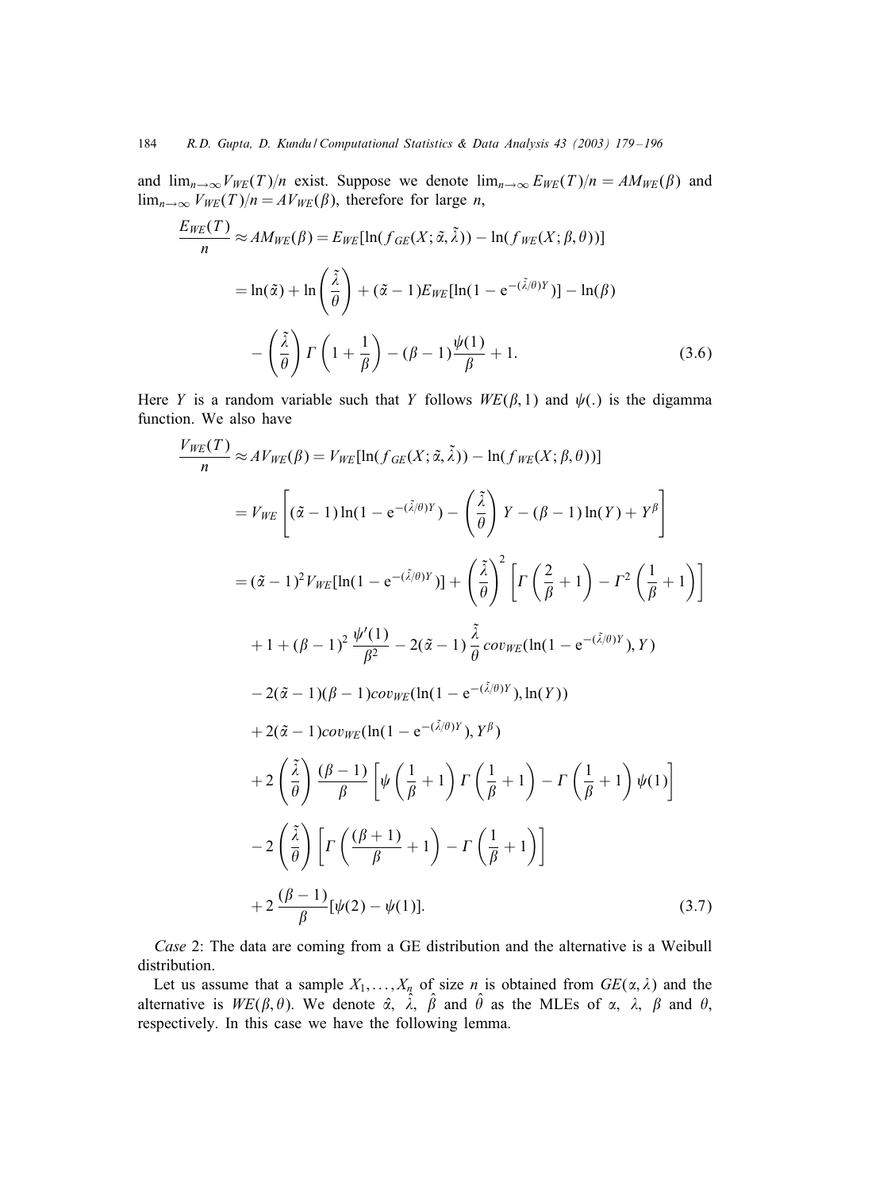and $\lim_{n\to\infty} V_{WE}(T)/n$ exist. Suppose we denote $\lim_{n\to\infty} E_{WE}(T)/n = AM_{WE}(\beta)$ and $\lim_{n\to\infty} V_{WE}(T)/n = AV_{WE}(\beta)$, therefore for large $n$,

$$
\begin{aligned}
\frac{E_{WE}(T)}{n} &\approx AM_{WE}(\beta) = E_{WE}[\ln(f_{GE}(X;\tilde{\alpha},\tilde{\lambda})) - \ln(f_{WE}(X;\beta,\theta))] \\
&= \ln(\tilde{\alpha}) + \ln\left(\frac{\tilde{\lambda}}{\theta}\right) + (\tilde{\alpha}-1)E_{WE}[\ln(1-\mathrm{e}^{-(\tilde{\lambda}/\theta)Y})] - \ln(\beta) \\
&\quad - \left(\frac{\tilde{\lambda}}{\theta}\right)\Gamma\left(1+\frac{1}{\beta}\right) - (\beta-1)\frac{\psi(1)}{\beta} + 1. \qquad (3.6)
\end{aligned}
$$

Here $Y$ is a random variable such that $Y$ follows $WE(\beta,1)$ and $\psi(.)$ is the digamma function. We also have

$$
\begin{aligned}
\frac{V_{WE}(T)}{n} &\approx AV_{WE}(\beta) = V_{WE}[\ln(f_{GE}(X;\tilde{\alpha},\tilde{\lambda})) - \ln(f_{WE}(X;\beta,\theta))] \\
&= V_{WE}\left[(\tilde{\alpha}-1)\ln(1-\mathrm{e}^{-(\tilde{\lambda}/\theta)Y}) - \left(\frac{\tilde{\lambda}}{\theta}\right)Y - (\beta-1)\ln(Y) + Y^{\beta}\right] \\
&= (\tilde{\alpha}-1)^2 V_{WE}[\ln(1-\mathrm{e}^{-(\tilde{\lambda}/\theta)Y})] + \left(\frac{\tilde{\lambda}}{\theta}\right)^2\left[\Gamma\left(\frac{2}{\beta}+1\right) - \Gamma^2\left(\frac{1}{\beta}+1\right)\right] \\
&\quad + 1 + (\beta-1)^2\frac{\psi'(1)}{\beta^2} - 2(\tilde{\alpha}-1)\frac{\tilde{\lambda}}{\theta}cov_{WE}(\ln(1-\mathrm{e}^{-(\tilde{\lambda}/\theta)Y}),Y) \\
&\quad - 2(\tilde{\alpha}-1)(\beta-1)cov_{WE}(\ln(1-\mathrm{e}^{-(\tilde{\lambda}/\theta)Y}),\ln(Y)) \\
&\quad + 2(\tilde{\alpha}-1)cov_{WE}(\ln(1-\mathrm{e}^{-(\tilde{\lambda}/\theta)Y}),Y^{\beta}) \\
&\quad + 2\left(\frac{\tilde{\lambda}}{\theta}\right)\frac{(\beta-1)}{\beta}\left[\psi\left(\frac{1}{\beta}+1\right)\Gamma\left(\frac{1}{\beta}+1\right) - \Gamma\left(\frac{1}{\beta}+1\right)\psi(1)\right] \\
&\quad - 2\left(\frac{\tilde{\lambda}}{\theta}\right)\left[\Gamma\left(\frac{(\beta+1)}{\beta}+1\right) - \Gamma\left(\frac{1}{\beta}+1\right)\right] \\
&\quad + 2\frac{(\beta-1)}{\beta}[\psi(2)-\psi(1)]. \qquad (3.7)
\end{aligned}
$$

*Case* 2: The data are coming from a GE distribution and the alternative is a Weibull distribution.

Let us assume that a sample $X_1,\ldots,X_n$ of size $n$ is obtained from $GE(\alpha,\lambda)$ and the alternative is $WE(\beta,\theta)$. We denote $\hat{\alpha}$, $\hat{\lambda}$, $\hat{\beta}$ and $\hat{\theta}$ as the MLEs of $\alpha$, $\lambda$, $\beta$ and $\theta$, respectively. In this case we have the following lemma.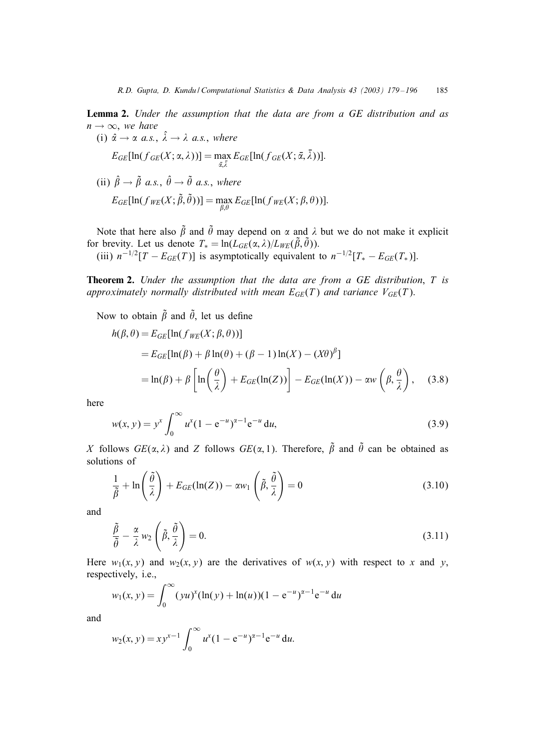**Lemma 2.** *Under the assumption that the data are from a GE distribution and as $n \to \infty$, we have*

(i) $\hat{\alpha} \to \alpha$ *a.s.*, $\hat{\lambda} \to \lambda$ *a.s.*, *where*

$$E_{GE}[\ln(f_{GE}(X;\alpha,\lambda))] = \max_{\bar{\alpha},\bar{\lambda}} E_{GE}[\ln(f_{GE}(X;\bar{\alpha},\bar{\lambda}))].$$

(ii) $\hat{\beta} \to \tilde{\beta}$ *a.s.*, $\hat{\theta} \to \tilde{\theta}$ *a.s.*, *where*

$$E_{GE}[\ln(f_{WE}(X;\tilde{\beta},\tilde{\theta}))] = \max_{\beta,\theta} E_{GE}[\ln(f_{WE}(X;\beta,\theta))].$$

Note that here also $\tilde{\beta}$ and $\tilde{\theta}$ may depend on $\alpha$ and $\lambda$ but we do not make it explicit for brevity. Let us denote $T_* = \ln(L_{GE}(\alpha,\lambda)/L_{WE}(\tilde{\beta},\tilde{\theta}))$.

(iii) $n^{-1/2}[T - E_{GE}(T)]$ is asymptotically equivalent to $n^{-1/2}[T_* - E_{GE}(T_*)]$.

**Theorem 2.** *Under the assumption that the data are from a GE distribution*, $T$ *is approximately normally distributed with mean* $E_{GE}(T)$ *and variance* $V_{GE}(T)$.

Now to obtain $\tilde{\beta}$ and $\tilde{\theta}$, let us define

$$\begin{aligned} h(\beta,\theta) &= E_{GE}[\ln(f_{WE}(X;\beta,\theta))] \\ &= E_{GE}[\ln(\beta) + \beta\ln(\theta) + (\beta-1)\ln(X) - (X\theta)^{\beta}] \\ &= \ln(\beta) + \beta\left[\ln\left(\frac{\theta}{\lambda}\right) + E_{GE}(\ln(Z))\right] - E_{GE}(\ln(X)) - \alpha w\left(\beta, \frac{\theta}{\lambda}\right), \end{aligned} \tag{3.8}$$

here

$$w(x,y) = y^x \int_0^\infty u^x (1-e^{-u})^{\alpha-1} e^{-u}\, du, \tag{3.9}$$

$X$ follows $GE(\alpha,\lambda)$ and $Z$ follows $GE(\alpha,1)$. Therefore, $\tilde{\beta}$ and $\tilde{\theta}$ can be obtained as solutions of

$$\frac{1}{\tilde{\beta}} + \ln\left(\frac{\tilde{\theta}}{\lambda}\right) + E_{GE}(\ln(Z)) - \alpha w_1\left(\tilde{\beta}, \frac{\tilde{\theta}}{\lambda}\right) = 0 \tag{3.10}$$

and

$$\frac{\tilde{\beta}}{\tilde{\theta}} - \frac{\alpha}{\lambda} w_2\left(\tilde{\beta}, \frac{\tilde{\theta}}{\lambda}\right) = 0. \tag{3.11}$$

Here $w_1(x,y)$ and $w_2(x,y)$ are the derivatives of $w(x,y)$ with respect to $x$ and $y$, respectively, i.e.,

$$w_1(x,y) = \int_0^\infty (yu)^x(\ln(y)+\ln(u))(1-e^{-u})^{\alpha-1}e^{-u}\, du$$

and

$$w_2(x,y) = xy^{x-1}\int_0^\infty u^x(1-e^{-u})^{\alpha-1}e^{-u}\, du.$$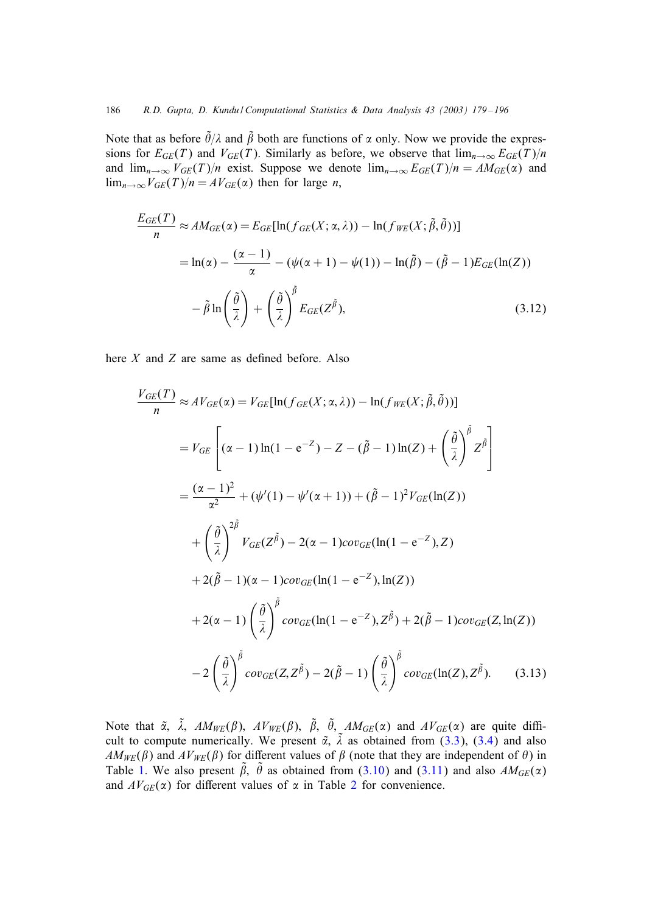Note that as before $\tilde{\theta}/\lambda$ and $\tilde{\beta}$ both are functions of $\alpha$ only. Now we provide the expressions for $E_{GE}(T)$ and $V_{GE}(T)$. Similarly as before, we observe that $\lim_{n\to\infty} E_{GE}(T)/n$ and $\lim_{n\to\infty} V_{GE}(T)/n$ exist. Suppose we denote $\lim_{n\to\infty} E_{GE}(T)/n = AM_{GE}(\alpha)$ and $\lim_{n\to\infty} V_{GE}(T)/n = AV_{GE}(\alpha)$ then for large $n$,

$$
\begin{aligned}
\frac{E_{GE}(T)}{n} &\approx AM_{GE}(\alpha) = E_{GE}[\ln(f_{GE}(X;\alpha,\lambda)) - \ln(f_{WE}(X;\tilde{\beta},\tilde{\theta}))] \\
&= \ln(\alpha) - \frac{(\alpha-1)}{\alpha} - (\psi(\alpha+1) - \psi(1)) - \ln(\tilde{\beta}) - (\tilde{\beta}-1)E_{GE}(\ln(Z)) \\
&\quad - \tilde{\beta}\ln\left(\frac{\tilde{\theta}}{\lambda}\right) + \left(\frac{\tilde{\theta}}{\lambda}\right)^{\tilde{\beta}} E_{GE}(Z^{\tilde{\beta}}),
\end{aligned} \tag{3.12}
$$

here $X$ and $Z$ are same as defined before. Also

$$
\begin{aligned}
\frac{V_{GE}(T)}{n} &\approx AV_{GE}(\alpha) = V_{GE}[\ln(f_{GE}(X;\alpha,\lambda)) - \ln(f_{WE}(X;\tilde{\beta},\tilde{\theta}))] \\
&= V_{GE}\left[(\alpha-1)\ln(1-e^{-Z}) - Z - (\tilde{\beta}-1)\ln(Z) + \left(\frac{\tilde{\theta}}{\lambda}\right)^{\tilde{\beta}} Z^{\tilde{\beta}}\right] \\
&= \frac{(\alpha-1)^2}{\alpha^2} + (\psi'(1) - \psi'(\alpha+1)) + (\tilde{\beta}-1)^2 V_{GE}(\ln(Z)) \\
&\quad + \left(\frac{\tilde{\theta}}{\lambda}\right)^{2\tilde{\beta}} V_{GE}(Z^{\tilde{\beta}}) - 2(\alpha-1)cov_{GE}(\ln(1-e^{-Z}), Z) \\
&\quad + 2(\tilde{\beta}-1)(\alpha-1)cov_{GE}(\ln(1-e^{-Z}), \ln(Z)) \\
&\quad + 2(\alpha-1)\left(\frac{\tilde{\theta}}{\lambda}\right)^{\tilde{\beta}} cov_{GE}(\ln(1-e^{-Z}), Z^{\tilde{\beta}}) + 2(\tilde{\beta}-1)cov_{GE}(Z, \ln(Z)) \\
&\quad - 2\left(\frac{\tilde{\theta}}{\lambda}\right)^{\tilde{\beta}} cov_{GE}(Z, Z^{\tilde{\beta}}) - 2(\tilde{\beta}-1)\left(\frac{\tilde{\theta}}{\lambda}\right)^{\tilde{\beta}} cov_{GE}(\ln(Z), Z^{\tilde{\beta}}).
\end{aligned} \tag{3.13}
$$

Note that $\tilde{\alpha}$, $\tilde{\lambda}$, $AM_{WE}(\beta)$, $AV_{WE}(\beta)$, $\tilde{\beta}$, $\tilde{\theta}$, $AM_{GE}(\alpha)$ and $AV_{GE}(\alpha)$ are quite difficult to compute numerically. We present $\tilde{\alpha}$, $\tilde{\lambda}$ as obtained from (3.3), (3.4) and also $AM_{WE}(\beta)$ and $AV_{WE}(\beta)$ for different values of $\beta$ (note that they are independent of $\theta$) in Table 1. We also present $\tilde{\beta}$, $\tilde{\theta}$ as obtained from (3.10) and (3.11) and also $AM_{GE}(\alpha)$ and $AV_{GE}(\alpha)$ for different values of $\alpha$ in Table 2 for convenience.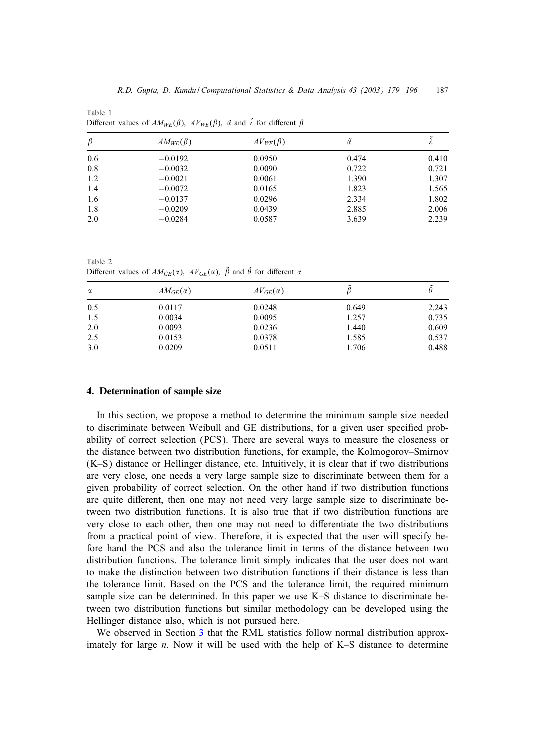Table 1
Different values of $AM_{WE}(\beta)$, $AV_{WE}(\beta)$, $\tilde{\alpha}$ and $\tilde{\lambda}$ for different $\beta$

| $\beta$ | $AM_{WE}(\beta)$ | $AV_{WE}(\beta)$ | $\tilde{\alpha}$ | $\tilde{\lambda}$ |
|---|---|---|---|---|
| 0.6 | −0.0192 | 0.0950 | 0.474 | 0.410 |
| 0.8 | −0.0032 | 0.0090 | 0.722 | 0.721 |
| 1.2 | −0.0021 | 0.0061 | 1.390 | 1.307 |
| 1.4 | −0.0072 | 0.0165 | 1.823 | 1.565 |
| 1.6 | −0.0137 | 0.0296 | 2.334 | 1.802 |
| 1.8 | −0.0209 | 0.0439 | 2.885 | 2.006 |
| 2.0 | −0.0284 | 0.0587 | 3.639 | 2.239 |

Table 2
Different values of $AM_{GE}(\alpha)$, $AV_{GE}(\alpha)$, $\tilde{\beta}$ and $\tilde{\theta}$ for different $\alpha$

| $\alpha$ | $AM_{GE}(\alpha)$ | $AV_{GE}(\alpha)$ | $\tilde{\beta}$ | $\tilde{\theta}$ |
|---|---|---|---|---|
| 0.5 | 0.0117 | 0.0248 | 0.649 | 2.243 |
| 1.5 | 0.0034 | 0.0095 | 1.257 | 0.735 |
| 2.0 | 0.0093 | 0.0236 | 1.440 | 0.609 |
| 2.5 | 0.0153 | 0.0378 | 1.585 | 0.537 |
| 3.0 | 0.0209 | 0.0511 | 1.706 | 0.488 |

## 4. Determination of sample size

In this section, we propose a method to determine the minimum sample size needed to discriminate between Weibull and GE distributions, for a given user specified probability of correct selection (PCS). There are several ways to measure the closeness or the distance between two distribution functions, for example, the Kolmogorov–Smirnov (K–S) distance or Hellinger distance, etc. Intuitively, it is clear that if two distributions are very close, one needs a very large sample size to discriminate between them for a given probability of correct selection. On the other hand if two distribution functions are quite different, then one may not need very large sample size to discriminate between two distribution functions. It is also true that if two distribution functions are very close to each other, then one may not need to differentiate the two distributions from a practical point of view. Therefore, it is expected that the user will specify before hand the PCS and also the tolerance limit in terms of the distance between two distribution functions. The tolerance limit simply indicates that the user does not want to make the distinction between two distribution functions if their distance is less than the tolerance limit. Based on the PCS and the tolerance limit, the required minimum sample size can be determined. In this paper we use K–S distance to discriminate between two distribution functions but similar methodology can be developed using the Hellinger distance also, which is not pursued here.

We observed in Section 3 that the RML statistics follow normal distribution approximately for large $n$. Now it will be used with the help of K–S distance to determine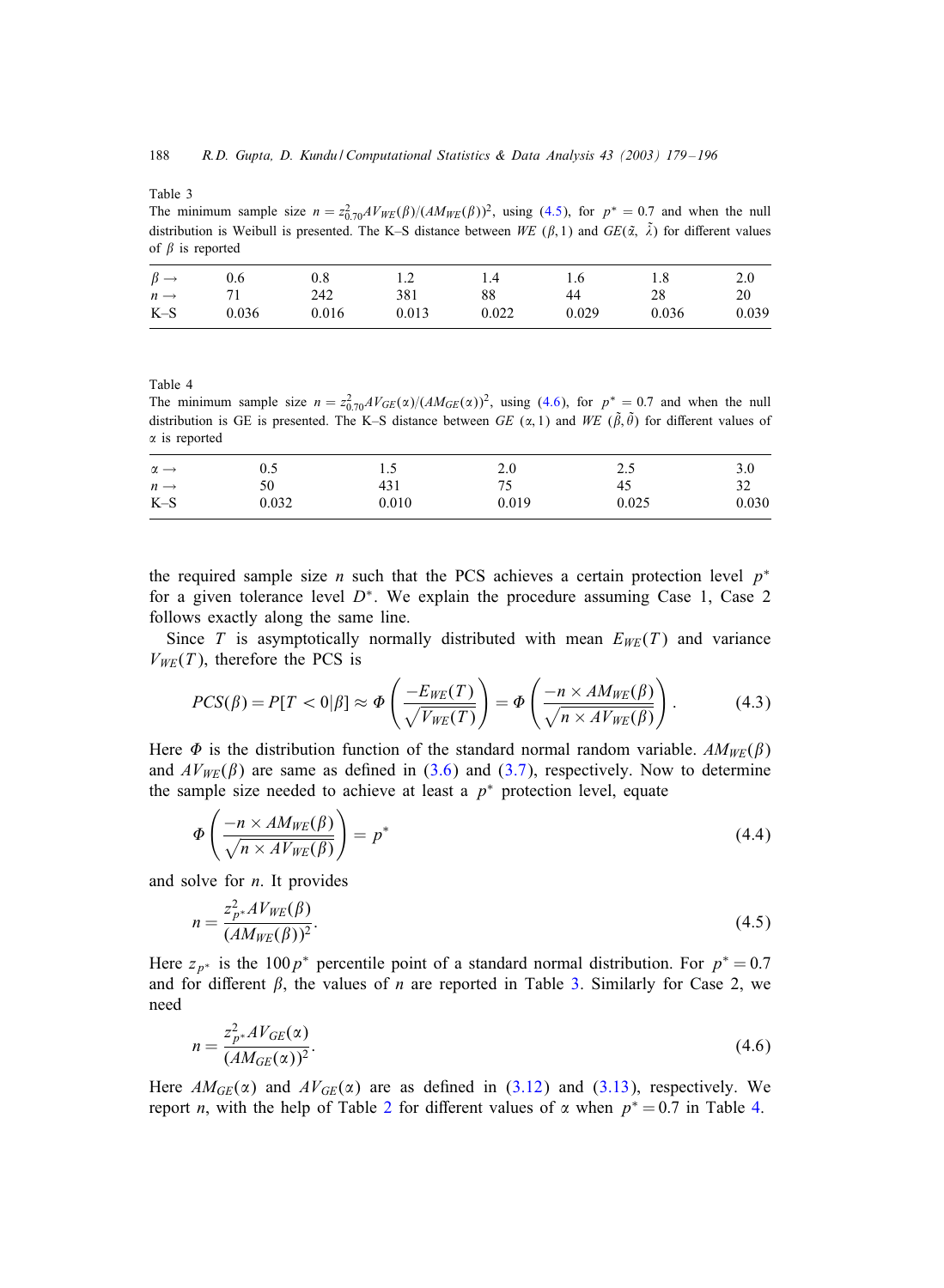Table 3
The minimum sample size $n = z^2_{0.70} AV_{WE}(\beta)/(AM_{WE}(\beta))^2$, using (4.5), for $p^* = 0.7$ and when the null distribution is Weibull is presented. The K–S distance between $WE\ (\beta, 1)$ and $GE(\tilde{\alpha}, \tilde{\lambda})$ for different values of $\beta$ is reported

| $\beta \rightarrow$ | 0.6 | 0.8 | 1.2 | 1.4 | 1.6 | 1.8 | 2.0 |
|---|---|---|---|---|---|---|---|
| $n \rightarrow$ | 71 | 242 | 381 | 88 | 44 | 28 | 20 |
| K–S | 0.036 | 0.016 | 0.013 | 0.022 | 0.029 | 0.036 | 0.039 |

Table 4
The minimum sample size $n = z^2_{0.70} AV_{GE}(\alpha)/(AM_{GE}(\alpha))^2$, using (4.6), for $p^* = 0.7$ and when the null distribution is GE is presented. The K–S distance between $GE\ (\alpha, 1)$ and $WE\ (\tilde{\beta}, \tilde{\theta})$ for different values of $\alpha$ is reported

| $\alpha \rightarrow$ | 0.5 | 1.5 | 2.0 | 2.5 | 3.0 |
|---|---|---|---|---|---|
| $n \rightarrow$ | 50 | 431 | 75 | 45 | 32 |
| K–S | 0.032 | 0.010 | 0.019 | 0.025 | 0.030 |

the required sample size $n$ such that the PCS achieves a certain protection level $p^*$ for a given tolerance level $D^*$. We explain the procedure assuming Case 1, Case 2 follows exactly along the same line.

Since $T$ is asymptotically normally distributed with mean $E_{WE}(T)$ and variance $V_{WE}(T)$, therefore the PCS is

$$PCS(\beta) = P[T < 0|\beta] \approx \Phi\left(\frac{-E_{WE}(T)}{\sqrt{V_{WE}(T)}}\right) = \Phi\left(\frac{-n \times AM_{WE}(\beta)}{\sqrt{n \times AV_{WE}(\beta)}}\right). \tag{4.3}$$

Here $\Phi$ is the distribution function of the standard normal random variable. $AM_{WE}(\beta)$ and $AV_{WE}(\beta)$ are same as defined in (3.6) and (3.7), respectively. Now to determine the sample size needed to achieve at least a $p^*$ protection level, equate

$$\Phi\left(\frac{-n \times AM_{WE}(\beta)}{\sqrt{n \times AV_{WE}(\beta)}}\right) = p^* \tag{4.4}$$

and solve for $n$. It provides

$$n = \frac{z^2_{p^*} AV_{WE}(\beta)}{(AM_{WE}(\beta))^2}. \tag{4.5}$$

Here $z_{p^*}$ is the $100p^*$ percentile point of a standard normal distribution. For $p^* = 0.7$ and for different $\beta$, the values of $n$ are reported in Table 3. Similarly for Case 2, we need

$$n = \frac{z^2_{p^*} AV_{GE}(\alpha)}{(AM_{GE}(\alpha))^2}. \tag{4.6}$$

Here $AM_{GE}(\alpha)$ and $AV_{GE}(\alpha)$ are as defined in (3.12) and (3.13), respectively. We report $n$, with the help of Table 2 for different values of $\alpha$ when $p^* = 0.7$ in Table 4.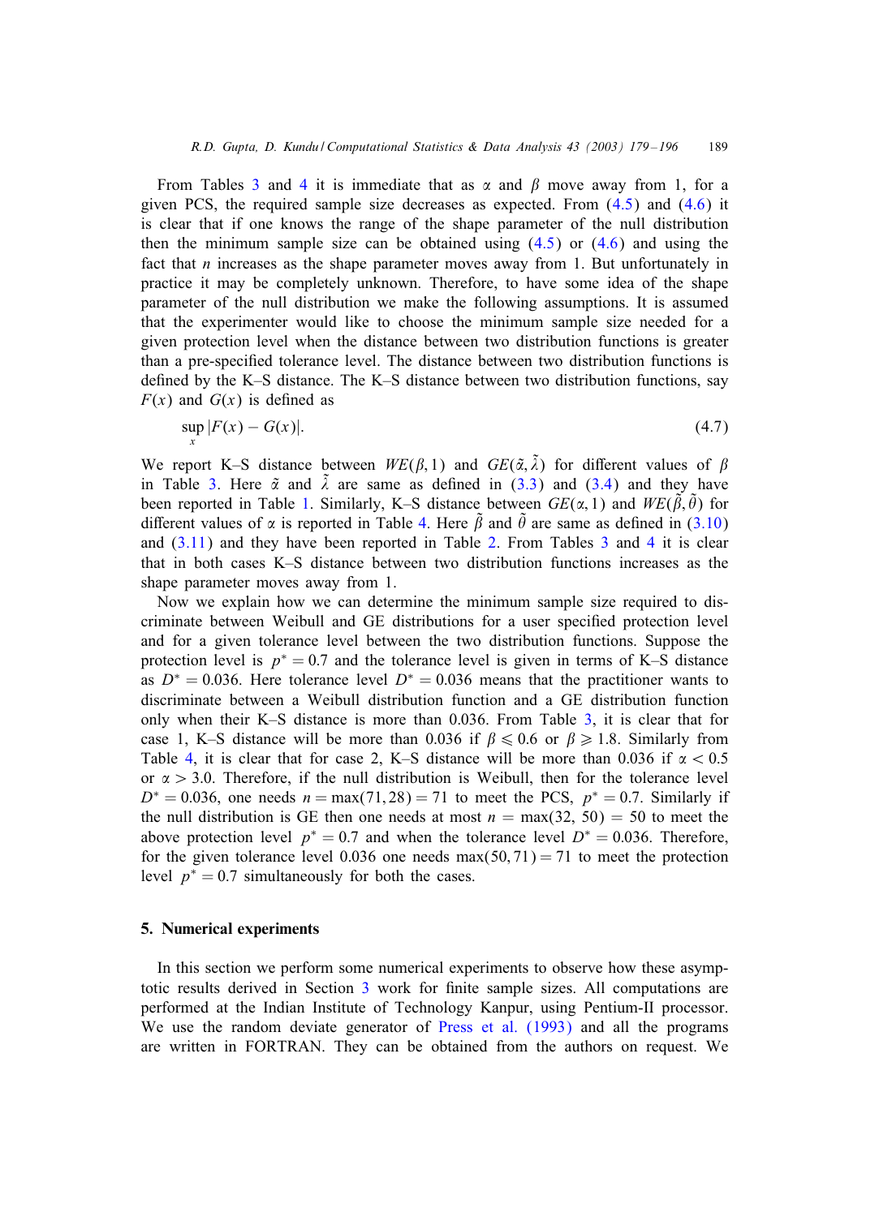From Tables 3 and 4 it is immediate that as $\alpha$ and $\beta$ move away from 1, for a given PCS, the required sample size decreases as expected. From (4.5) and (4.6) it is clear that if one knows the range of the shape parameter of the null distribution then the minimum sample size can be obtained using (4.5) or (4.6) and using the fact that $n$ increases as the shape parameter moves away from 1. But unfortunately in practice it may be completely unknown. Therefore, to have some idea of the shape parameter of the null distribution we make the following assumptions. It is assumed that the experimenter would like to choose the minimum sample size needed for a given protection level when the distance between two distribution functions is greater than a pre-specified tolerance level. The distance between two distribution functions is defined by the K–S distance. The K–S distance between two distribution functions, say $F(x)$ and $G(x)$ is defined as

$$\sup_x |F(x) - G(x)|. \tag{4.7}$$

We report K–S distance between $WE(\beta, 1)$ and $GE(\tilde{\alpha}, \tilde{\lambda})$ for different values of $\beta$ in Table 3. Here $\tilde{\alpha}$ and $\tilde{\lambda}$ are same as defined in (3.3) and (3.4) and they have been reported in Table 1. Similarly, K–S distance between $GE(\alpha, 1)$ and $WE(\tilde{\beta}, \tilde{\theta})$ for different values of $\alpha$ is reported in Table 4. Here $\tilde{\beta}$ and $\tilde{\theta}$ are same as defined in (3.10) and (3.11) and they have been reported in Table 2. From Tables 3 and 4 it is clear that in both cases K–S distance between two distribution functions increases as the shape parameter moves away from 1.

Now we explain how we can determine the minimum sample size required to discriminate between Weibull and GE distributions for a user specified protection level and for a given tolerance level between the two distribution functions. Suppose the protection level is $p^* = 0.7$ and the tolerance level is given in terms of K–S distance as $D^* = 0.036$. Here tolerance level $D^* = 0.036$ means that the practitioner wants to discriminate between a Weibull distribution function and a GE distribution function only when their K–S distance is more than 0.036. From Table 3, it is clear that for case 1, K–S distance will be more than 0.036 if $\beta \leqslant 0.6$ or $\beta \geqslant 1.8$. Similarly from Table 4, it is clear that for case 2, K–S distance will be more than 0.036 if $\alpha < 0.5$ or $\alpha > 3.0$. Therefore, if the null distribution is Weibull, then for the tolerance level $D^* = 0.036$, one needs $n = \max(71, 28) = 71$ to meet the PCS, $p^* = 0.7$. Similarly if the null distribution is GE then one needs at most $n = \max(32, 50) = 50$ to meet the above protection level $p^* = 0.7$ and when the tolerance level $D^* = 0.036$. Therefore, for the given tolerance level 0.036 one needs $\max(50, 71) = 71$ to meet the protection level $p^* = 0.7$ simultaneously for both the cases.

## 5. Numerical experiments

In this section we perform some numerical experiments to observe how these asymptotic results derived in Section 3 work for finite sample sizes. All computations are performed at the Indian Institute of Technology Kanpur, using Pentium-II processor. We use the random deviate generator of Press et al. (1993) and all the programs are written in FORTRAN. They can be obtained from the authors on request. We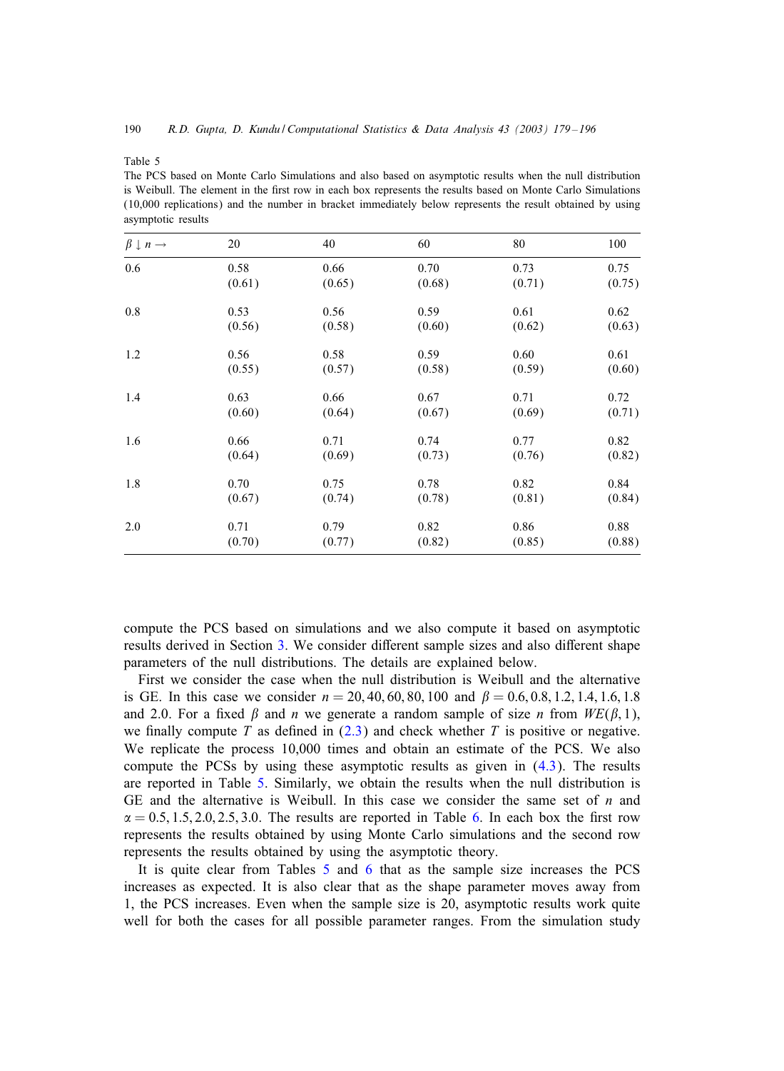Table 5

The PCS based on Monte Carlo Simulations and also based on asymptotic results when the null distribution is Weibull. The element in the first row in each box represents the results based on Monte Carlo Simulations (10,000 replications) and the number in bracket immediately below represents the result obtained by using asymptotic results

| $\beta \downarrow n \rightarrow$ | 20 | 40 | 60 | 80 | 100 |
|---|---|---|---|---|---|
| 0.6 | 0.58 | 0.66 | 0.70 | 0.73 | 0.75 |
| | (0.61) | (0.65) | (0.68) | (0.71) | (0.75) |
| 0.8 | 0.53 | 0.56 | 0.59 | 0.61 | 0.62 |
| | (0.56) | (0.58) | (0.60) | (0.62) | (0.63) |
| 1.2 | 0.56 | 0.58 | 0.59 | 0.60 | 0.61 |
| | (0.55) | (0.57) | (0.58) | (0.59) | (0.60) |
| 1.4 | 0.63 | 0.66 | 0.67 | 0.71 | 0.72 |
| | (0.60) | (0.64) | (0.67) | (0.69) | (0.71) |
| 1.6 | 0.66 | 0.71 | 0.74 | 0.77 | 0.82 |
| | (0.64) | (0.69) | (0.73) | (0.76) | (0.82) |
| 1.8 | 0.70 | 0.75 | 0.78 | 0.82 | 0.84 |
| | (0.67) | (0.74) | (0.78) | (0.81) | (0.84) |
| 2.0 | 0.71 | 0.79 | 0.82 | 0.86 | 0.88 |
| | (0.70) | (0.77) | (0.82) | (0.85) | (0.88) |

compute the PCS based on simulations and we also compute it based on asymptotic results derived in Section 3. We consider different sample sizes and also different shape parameters of the null distributions. The details are explained below.

First we consider the case when the null distribution is Weibull and the alternative is GE. In this case we consider $n = 20, 40, 60, 80, 100$ and $\beta = 0.6, 0.8, 1.2, 1.4, 1.6, 1.8$ and 2.0. For a fixed $\beta$ and $n$ we generate a random sample of size $n$ from $WE(\beta, 1)$, we finally compute $T$ as defined in (2.3) and check whether $T$ is positive or negative. We replicate the process 10,000 times and obtain an estimate of the PCS. We also compute the PCSs by using these asymptotic results as given in (4.3). The results are reported in Table 5. Similarly, we obtain the results when the null distribution is GE and the alternative is Weibull. In this case we consider the same set of $n$ and $\alpha = 0.5, 1.5, 2.0, 2.5, 3.0$. The results are reported in Table 6. In each box the first row represents the results obtained by using Monte Carlo simulations and the second row represents the results obtained by using the asymptotic theory.

It is quite clear from Tables 5 and 6 that as the sample size increases the PCS increases as expected. It is also clear that as the shape parameter moves away from 1, the PCS increases. Even when the sample size is 20, asymptotic results work quite well for both the cases for all possible parameter ranges. From the simulation study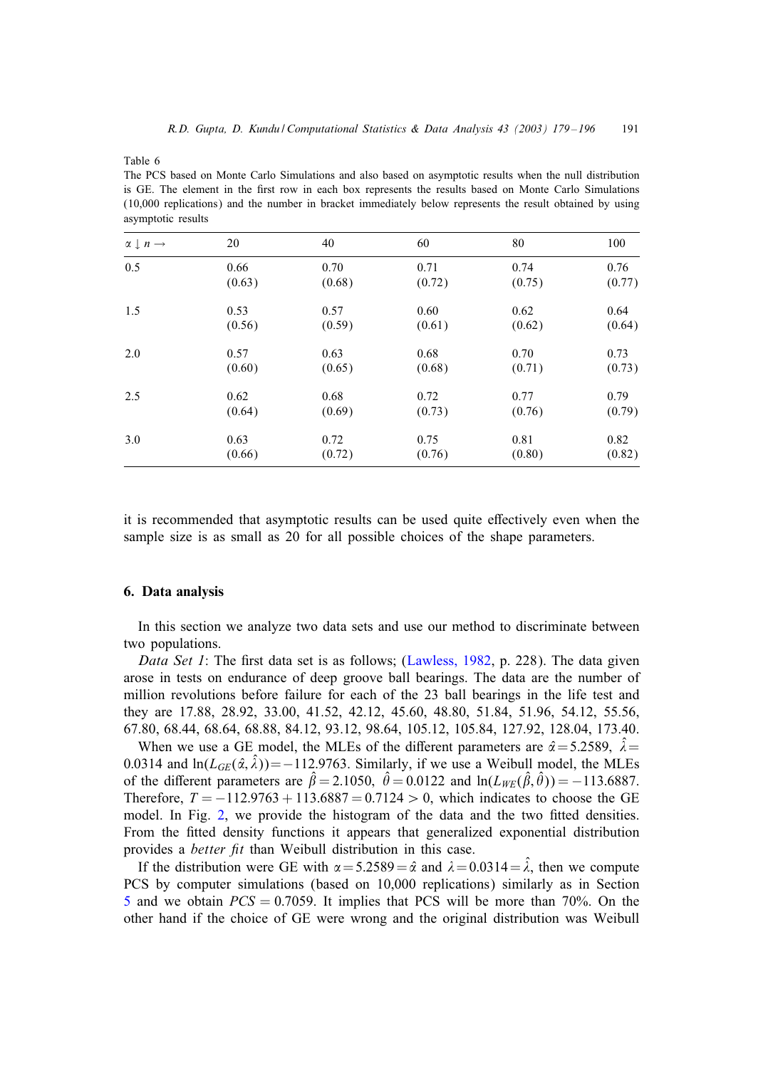Table 6
The PCS based on Monte Carlo Simulations and also based on asymptotic results when the null distribution is GE. The element in the first row in each box represents the results based on Monte Carlo Simulations (10,000 replications) and the number in bracket immediately below represents the result obtained by using asymptotic results

| $\alpha \downarrow n \rightarrow$ | 20 | 40 | 60 | 80 | 100 |
|---|---|---|---|---|---|
| 0.5 | 0.66 | 0.70 | 0.71 | 0.74 | 0.76 |
| | (0.63) | (0.68) | (0.72) | (0.75) | (0.77) |
| 1.5 | 0.53 | 0.57 | 0.60 | 0.62 | 0.64 |
| | (0.56) | (0.59) | (0.61) | (0.62) | (0.64) |
| 2.0 | 0.57 | 0.63 | 0.68 | 0.70 | 0.73 |
| | (0.60) | (0.65) | (0.68) | (0.71) | (0.73) |
| 2.5 | 0.62 | 0.68 | 0.72 | 0.77 | 0.79 |
| | (0.64) | (0.69) | (0.73) | (0.76) | (0.79) |
| 3.0 | 0.63 | 0.72 | 0.75 | 0.81 | 0.82 |
| | (0.66) | (0.72) | (0.76) | (0.80) | (0.82) |

it is recommended that asymptotic results can be used quite effectively even when the sample size is as small as 20 for all possible choices of the shape parameters.

## 6. Data analysis

In this section we analyze two data sets and use our method to discriminate between two populations.

*Data Set 1*: The first data set is as follows; (Lawless, 1982, p. 228). The data given arose in tests on endurance of deep groove ball bearings. The data are the number of million revolutions before failure for each of the 23 ball bearings in the life test and they are 17.88, 28.92, 33.00, 41.52, 42.12, 45.60, 48.80, 51.84, 51.96, 54.12, 55.56, 67.80, 68.44, 68.64, 68.88, 84.12, 93.12, 98.64, 105.12, 105.84, 127.92, 128.04, 173.40.

When we use a GE model, the MLEs of the different parameters are $\hat{\alpha} = 5.2589$, $\hat{\lambda} = 0.0314$ and $\ln(L_{GE}(\hat{\alpha}, \hat{\lambda})) = -112.9763$. Similarly, if we use a Weibull model, the MLEs of the different parameters are $\hat{\beta} = 2.1050$, $\hat{\theta} = 0.0122$ and $\ln(L_{WE}(\hat{\beta}, \hat{\theta})) = -113.6887$. Therefore, $T = -112.9763 + 113.6887 = 0.7124 > 0$, which indicates to choose the GE model. In Fig. 2, we provide the histogram of the data and the two fitted densities. From the fitted density functions it appears that generalized exponential distribution provides a *better fit* than Weibull distribution in this case.

If the distribution were GE with $\alpha = 5.2589 = \hat{\alpha}$ and $\lambda = 0.0314 = \hat{\lambda}$, then we compute PCS by computer simulations (based on 10,000 replications) similarly as in Section 5 and we obtain $PCS = 0.7059$. It implies that PCS will be more than 70%. On the other hand if the choice of GE were wrong and the original distribution was Weibull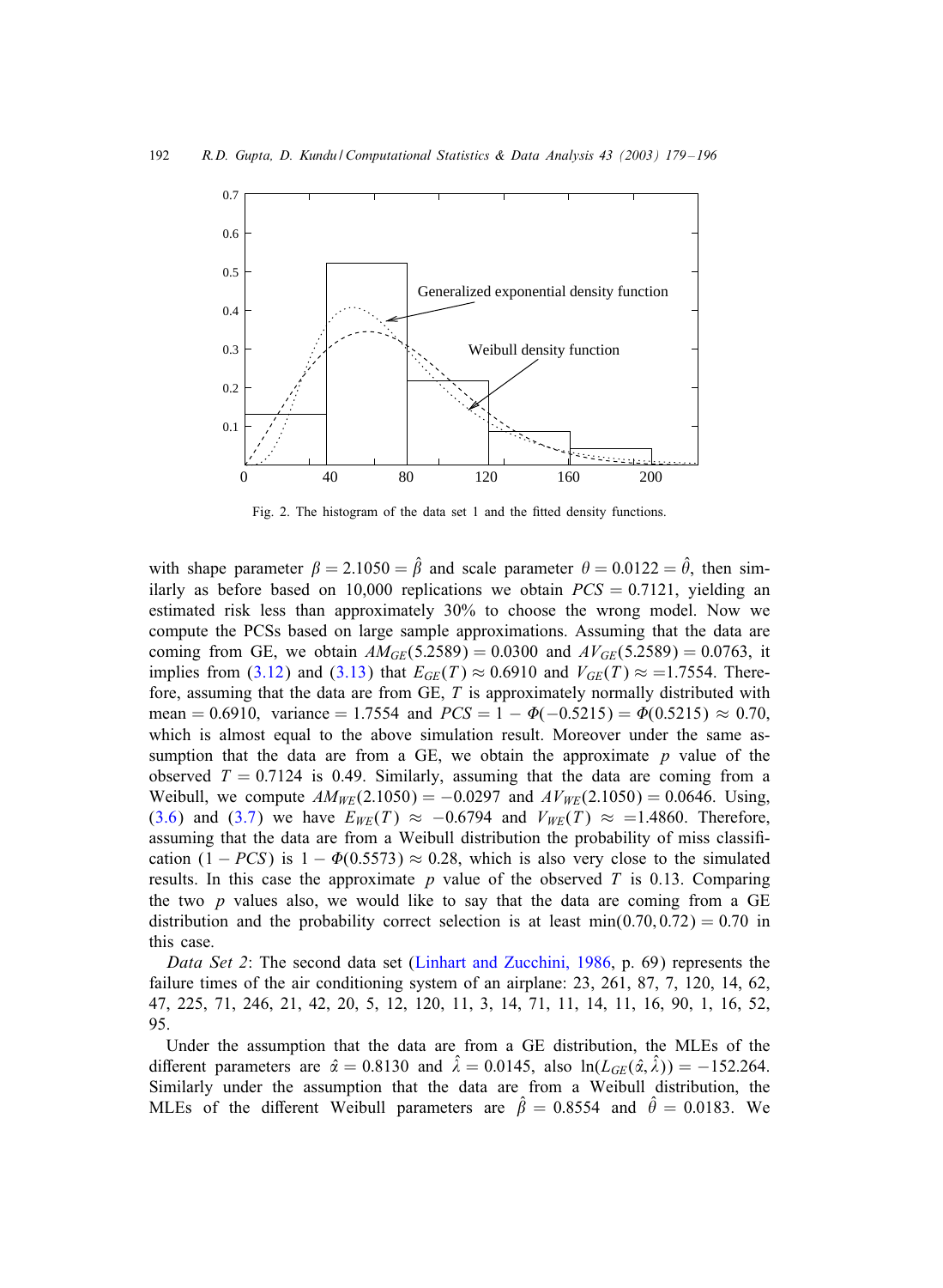Fig. 2. The histogram of the data set 1 and the fitted density functions.

with shape parameter $\beta = 2.1050 = \hat{\beta}$ and scale parameter $\theta = 0.0122 = \hat{\theta}$, then similarly as before based on 10,000 replications we obtain $PCS = 0.7121$, yielding an estimated risk less than approximately 30% to choose the wrong model. Now we compute the PCSs based on large sample approximations. Assuming that the data are coming from GE, we obtain $AM_{GE}(5.2589) = 0.0300$ and $AV_{GE}(5.2589) = 0.0763$, it implies from (3.12) and (3.13) that $E_{GE}(T) \approx 0.6910$ and $V_{GE}(T) \approx =1.7554$. Therefore, assuming that the data are from GE, $T$ is approximately normally distributed with mean $= 0.6910$, variance $= 1.7554$ and $PCS = 1 - \Phi(-0.5215) = \Phi(0.5215) \approx 0.70$, which is almost equal to the above simulation result. Moreover under the same assumption that the data are from a GE, we obtain the approximate $p$ value of the observed $T = 0.7124$ is 0.49. Similarly, assuming that the data are coming from a Weibull, we compute $AM_{WE}(2.1050) = -0.0297$ and $AV_{WE}(2.1050) = 0.0646$. Using, (3.6) and (3.7) we have $E_{WE}(T) \approx -0.6794$ and $V_{WE}(T) \approx =1.4860$. Therefore, assuming that the data are from a Weibull distribution the probability of miss classification $(1 - PCS)$ is $1 - \Phi(0.5573) \approx 0.28$, which is also very close to the simulated results. In this case the approximate $p$ value of the observed $T$ is 0.13. Comparing the two $p$ values also, we would like to say that the data are coming from a GE distribution and the probability correct selection is at least $\min(0.70, 0.72) = 0.70$ in this case.

*Data Set 2*: The second data set (Linhart and Zucchini, 1986, p. 69) represents the failure times of the air conditioning system of an airplane: 23, 261, 87, 7, 120, 14, 62, 47, 225, 71, 246, 21, 42, 20, 5, 12, 120, 11, 3, 14, 71, 11, 14, 11, 16, 90, 1, 16, 52, 95.

Under the assumption that the data are from a GE distribution, the MLEs of the different parameters are $\hat{\alpha} = 0.8130$ and $\hat{\lambda} = 0.0145$, also $\ln(L_{GE}(\hat{\alpha}, \hat{\lambda})) = -152.264$. Similarly under the assumption that the data are from a Weibull distribution, the MLEs of the different Weibull parameters are $\hat{\beta} = 0.8554$ and $\hat{\theta} = 0.0183$. We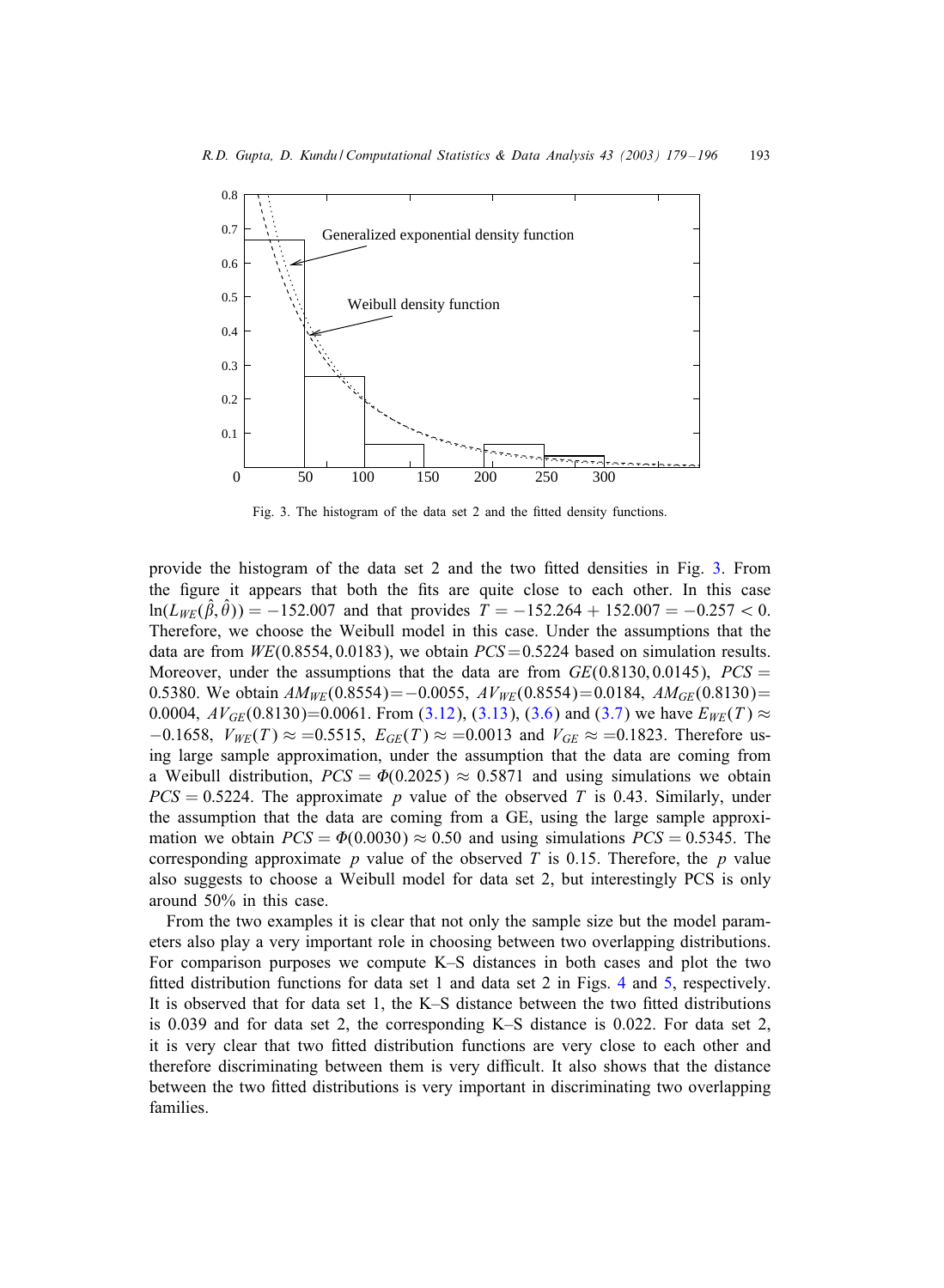Fig. 3. The histogram of the data set 2 and the fitted density functions.

provide the histogram of the data set 2 and the two fitted densities in Fig. 3. From the figure it appears that both the fits are quite close to each other. In this case $\ln(L_{WE}(\hat{\beta}, \hat{\theta})) = -152.007$ and that provides $T = -152.264 + 152.007 = -0.257 < 0$. Therefore, we choose the Weibull model in this case. Under the assumptions that the data are from $WE(0.8554, 0.0183)$, we obtain $PCS = 0.5224$ based on simulation results. Moreover, under the assumptions that the data are from $GE(0.8130, 0.0145)$, $PCS = 0.5380$. We obtain $AM_{WE}(0.8554) = -0.0055$, $AV_{WE}(0.8554) = 0.0184$, $AM_{GE}(0.8130) = 0.0004$, $AV_{GE}(0.8130) = 0.0061$. From (3.12), (3.13), (3.6) and (3.7) we have $E_{WE}(T) \approx -0.1658$, $V_{WE}(T) \approx =0.5515$, $E_{GE}(T) \approx =0.0013$ and $V_{GE} \approx =0.1823$. Therefore using large sample approximation, under the assumption that the data are coming from a Weibull distribution, $PCS = \Phi(0.2025) \approx 0.5871$ and using simulations we obtain $PCS = 0.5224$. The approximate $p$ value of the observed $T$ is 0.43. Similarly, under the assumption that the data are coming from a GE, using the large sample approximation we obtain $PCS = \Phi(0.0030) \approx 0.50$ and using simulations $PCS = 0.5345$. The corresponding approximate $p$ value of the observed $T$ is 0.15. Therefore, the $p$ value also suggests to choose a Weibull model for data set 2, but interestingly PCS is only around 50% in this case.

From the two examples it is clear that not only the sample size but the model parameters also play a very important role in choosing between two overlapping distributions. For comparison purposes we compute K–S distances in both cases and plot the two fitted distribution functions for data set 1 and data set 2 in Figs. 4 and 5, respectively. It is observed that for data set 1, the K–S distance between the two fitted distributions is 0.039 and for data set 2, the corresponding K–S distance is 0.022. For data set 2, it is very clear that two fitted distribution functions are very close to each other and therefore discriminating between them is very difficult. It also shows that the distance between the two fitted distributions is very important in discriminating two overlapping families.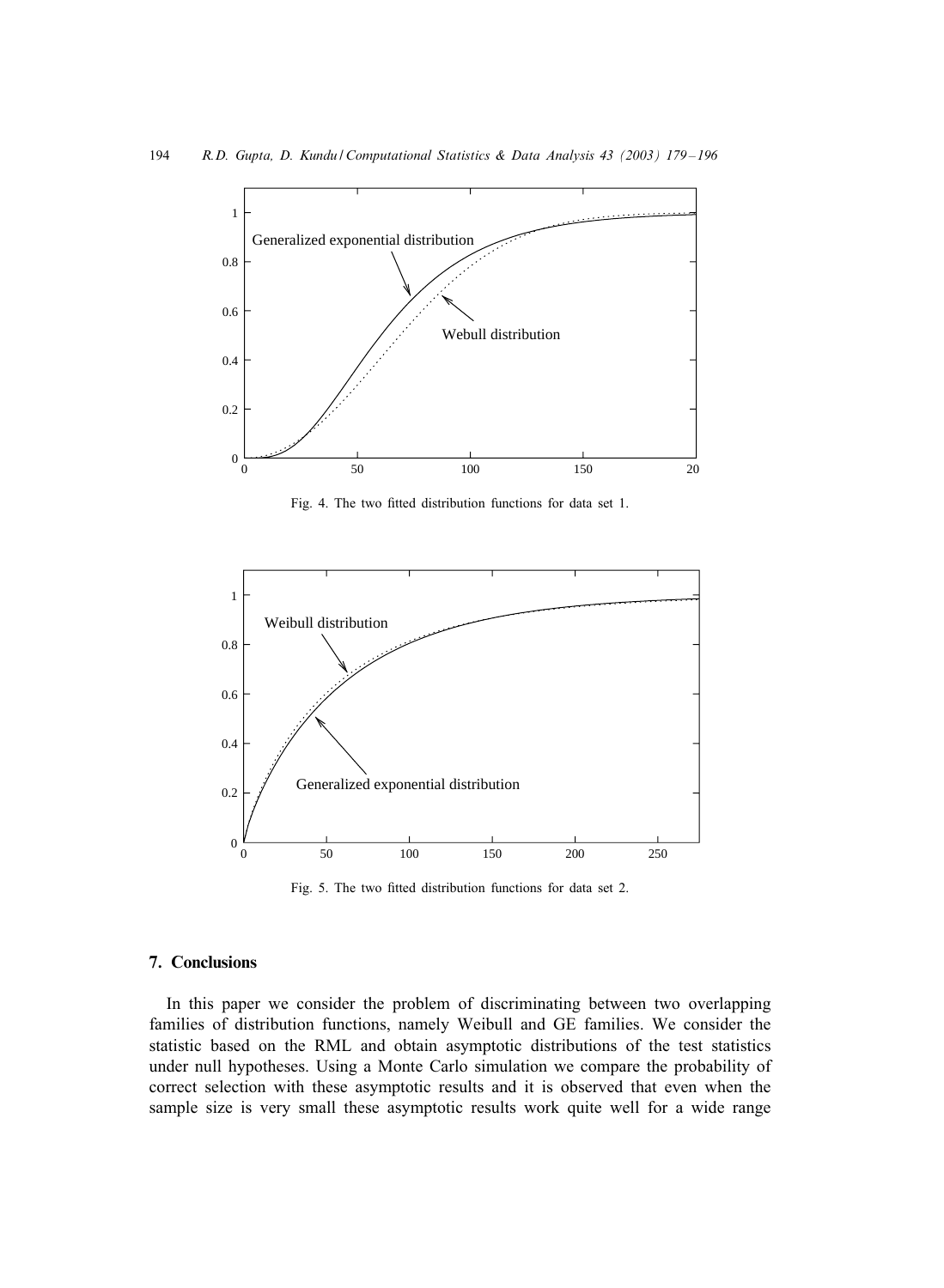Fig. 4. The two fitted distribution functions for data set 1.

Fig. 5. The two fitted distribution functions for data set 2.

## 7. Conclusions

In this paper we consider the problem of discriminating between two overlapping families of distribution functions, namely Weibull and GE families. We consider the statistic based on the RML and obtain asymptotic distributions of the test statistics under null hypotheses. Using a Monte Carlo simulation we compare the probability of correct selection with these asymptotic results and it is observed that even when the sample size is very small these asymptotic results work quite well for a wide range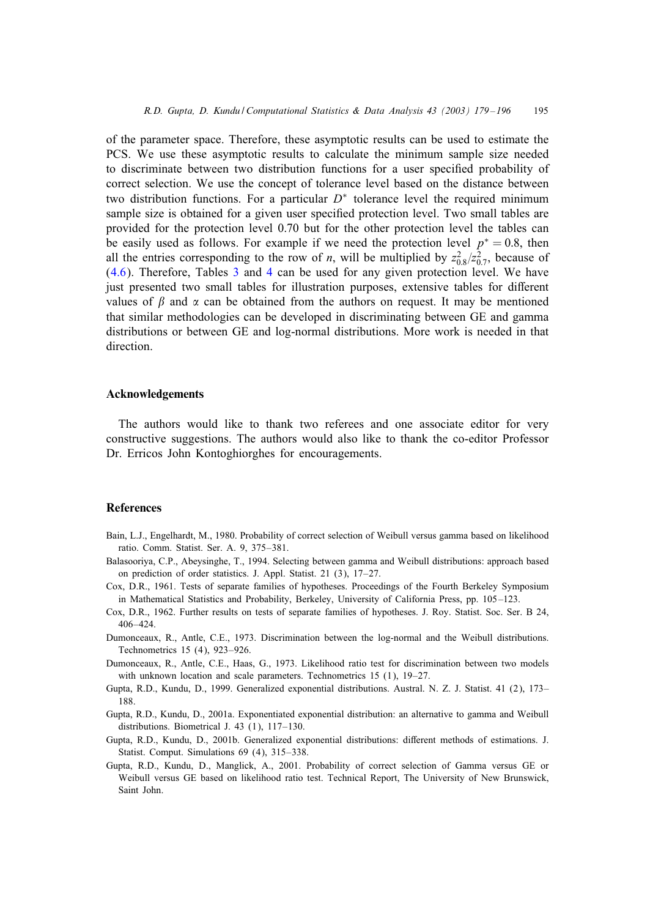of the parameter space. Therefore, these asymptotic results can be used to estimate the PCS. We use these asymptotic results to calculate the minimum sample size needed to discriminate between two distribution functions for a user specified probability of correct selection. We use the concept of tolerance level based on the distance between two distribution functions. For a particular $D^*$ tolerance level the required minimum sample size is obtained for a given user specified protection level. Two small tables are provided for the protection level 0.70 but for the other protection level the tables can be easily used as follows. For example if we need the protection level $p^* = 0.8$, then all the entries corresponding to the row of $n$, will be multiplied by $z_{0.8}^2/z_{0.7}^2$, because of (4.6). Therefore, Tables 3 and 4 can be used for any given protection level. We have just presented two small tables for illustration purposes, extensive tables for different values of $\beta$ and $\alpha$ can be obtained from the authors on request. It may be mentioned that similar methodologies can be developed in discriminating between GE and gamma distributions or between GE and log-normal distributions. More work is needed in that direction.

## Acknowledgements

The authors would like to thank two referees and one associate editor for very constructive suggestions. The authors would also like to thank the co-editor Professor Dr. Erricos John Kontoghiorghes for encouragements.

## References

- Bain, L.J., Engelhardt, M., 1980. Probability of correct selection of Weibull versus gamma based on likelihood ratio. Comm. Statist. Ser. A. 9, 375–381.
- Balasooriya, C.P., Abeysinghe, T., 1994. Selecting between gamma and Weibull distributions: approach based on prediction of order statistics. J. Appl. Statist. 21 (3), 17–27.
- Cox, D.R., 1961. Tests of separate families of hypotheses. Proceedings of the Fourth Berkeley Symposium in Mathematical Statistics and Probability, Berkeley, University of California Press, pp. 105–123.
- Cox, D.R., 1962. Further results on tests of separate families of hypotheses. J. Roy. Statist. Soc. Ser. B 24, 406–424.
- Dumonceaux, R., Antle, C.E., 1973. Discrimination between the log-normal and the Weibull distributions. Technometrics 15 (4), 923–926.
- Dumonceaux, R., Antle, C.E., Haas, G., 1973. Likelihood ratio test for discrimination between two models with unknown location and scale parameters. Technometrics 15 (1), 19–27.
- Gupta, R.D., Kundu, D., 1999. Generalized exponential distributions. Austral. N. Z. J. Statist. 41 (2), 173–188.
- Gupta, R.D., Kundu, D., 2001a. Exponentiated exponential distribution: an alternative to gamma and Weibull distributions. Biometrical J. 43 (1), 117–130.
- Gupta, R.D., Kundu, D., 2001b. Generalized exponential distributions: different methods of estimations. J. Statist. Comput. Simulations 69 (4), 315–338.
- Gupta, R.D., Kundu, D., Manglick, A., 2001. Probability of correct selection of Gamma versus GE or Weibull versus GE based on likelihood ratio test. Technical Report, The University of New Brunswick, Saint John.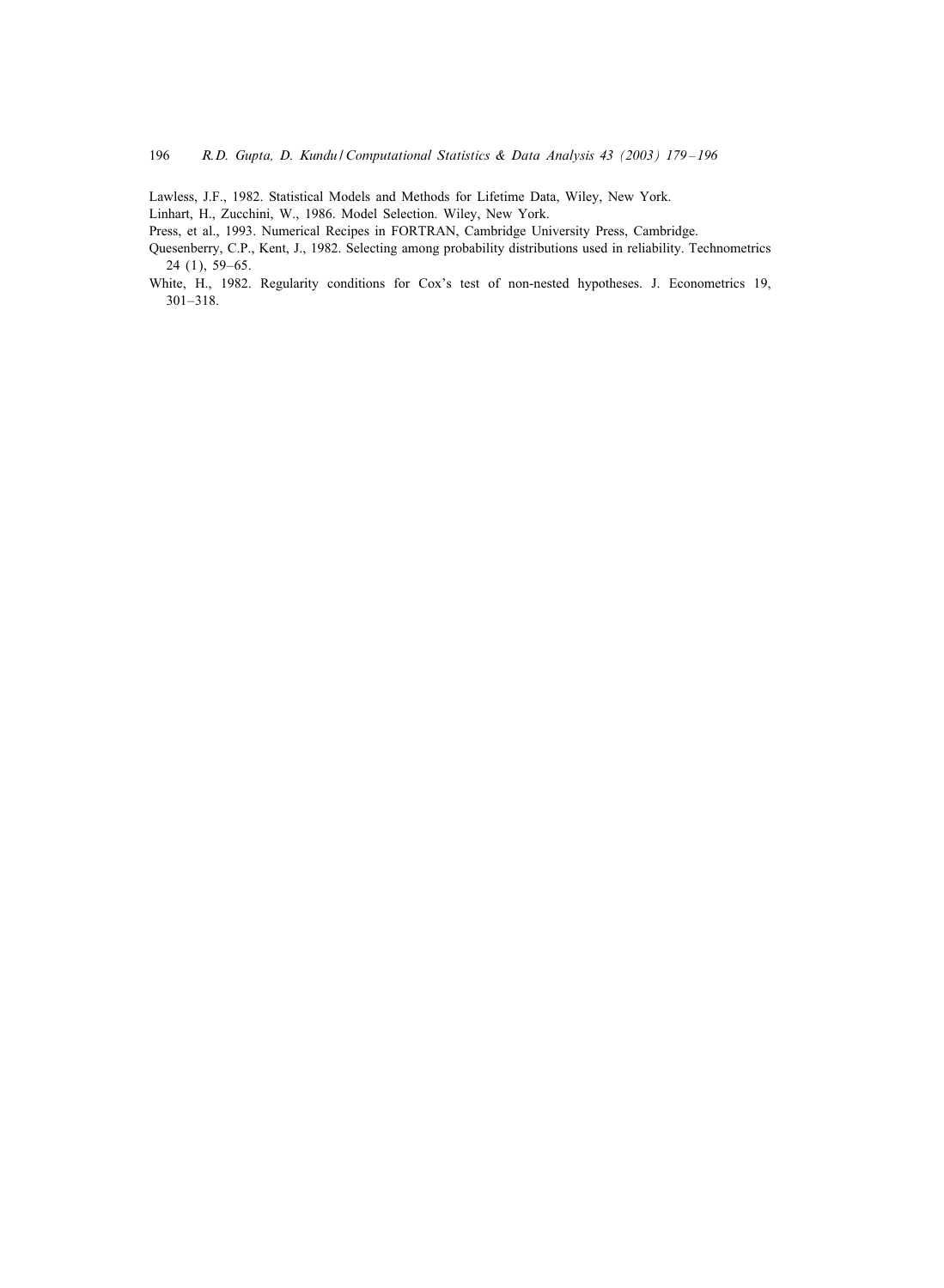Lawless, J.F., 1982. Statistical Models and Methods for Lifetime Data, Wiley, New York.

Linhart, H., Zucchini, W., 1986. Model Selection. Wiley, New York.

Press, et al., 1993. Numerical Recipes in FORTRAN, Cambridge University Press, Cambridge.

Quesenberry, C.P., Kent, J., 1982. Selecting among probability distributions used in reliability. Technometrics 24 (1), 59–65.

White, H., 1982. Regularity conditions for Cox's test of non-nested hypotheses. J. Econometrics 19, 301–318.